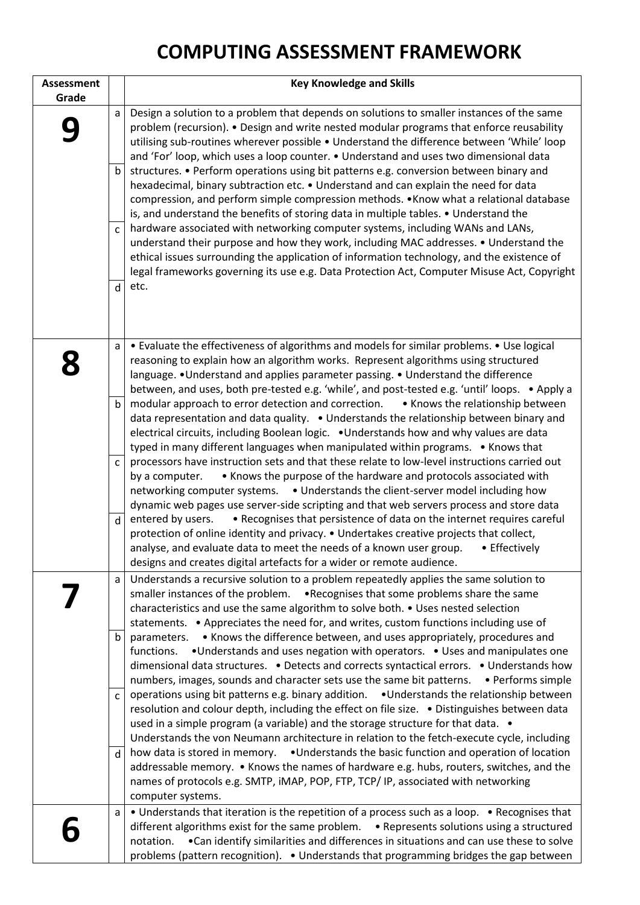# COMPUTING ASSESSMENT FRAMEWORK

| Assessment Grade | | Key Knowledge and Skills |
|---|---|---|
| **9** | a<br>b<br>c<br>d | Design a solution to a problem that depends on solutions to smaller instances of the same problem (recursion). • Design and write nested modular programs that enforce reusability utilising sub-routines wherever possible • Understand the difference between 'While' loop and 'For' loop, which uses a loop counter. • Understand and uses two dimensional data structures. • Perform operations using bit patterns e.g. conversion between binary and hexadecimal, binary subtraction etc. • Understand and can explain the need for data compression, and perform simple compression methods. •Know what a relational database is, and understand the benefits of storing data in multiple tables. • Understand the hardware associated with networking computer systems, including WANs and LANs, understand their purpose and how they work, including MAC addresses. • Understand the ethical issues surrounding the application of information technology, and the existence of legal frameworks governing its use e.g. Data Protection Act, Computer Misuse Act, Copyright etc. |
| **8** | a<br>b<br>c<br>d | • Evaluate the effectiveness of algorithms and models for similar problems. • Use logical reasoning to explain how an algorithm works. Represent algorithms using structured language. •Understand and applies parameter passing. • Understand the difference between, and uses, both pre-tested e.g. 'while', and post-tested e.g. 'until' loops. • Apply a modular approach to error detection and correction. • Knows the relationship between data representation and data quality. • Understands the relationship between binary and electrical circuits, including Boolean logic. •Understands how and why values are data typed in many different languages when manipulated within programs. • Knows that processors have instruction sets and that these relate to low-level instructions carried out by a computer. • Knows the purpose of the hardware and protocols associated with networking computer systems. • Understands the client-server model including how dynamic web pages use server-side scripting and that web servers process and store data entered by users. • Recognises that persistence of data on the internet requires careful protection of online identity and privacy. • Undertakes creative projects that collect, analyse, and evaluate data to meet the needs of a known user group. • Effectively designs and creates digital artefacts for a wider or remote audience. |
| **7** | a<br>b<br>c<br>d | Understands a recursive solution to a problem repeatedly applies the same solution to smaller instances of the problem. •Recognises that some problems share the same characteristics and use the same algorithm to solve both. • Uses nested selection statements. • Appreciates the need for, and writes, custom functions including use of parameters. • Knows the difference between, and uses appropriately, procedures and functions. •Understands and uses negation with operators. • Uses and manipulates one dimensional data structures. • Detects and corrects syntactical errors. • Understands how numbers, images, sounds and character sets use the same bit patterns. • Performs simple operations using bit patterns e.g. binary addition. •Understands the relationship between resolution and colour depth, including the effect on file size. • Distinguishes between data used in a simple program (a variable) and the storage structure for that data. • Understands the von Neumann architecture in relation to the fetch-execute cycle, including how data is stored in memory. •Understands the basic function and operation of location addressable memory. • Knows the names of hardware e.g. hubs, routers, switches, and the names of protocols e.g. SMTP, iMAP, POP, FTP, TCP/ IP, associated with networking computer systems. |
| **6** | a | • Understands that iteration is the repetition of a process such as a loop. • Recognises that different algorithms exist for the same problem. • Represents solutions using a structured notation. •Can identify similarities and differences in situations and can use these to solve problems (pattern recognition). • Understands that programming bridges the gap between |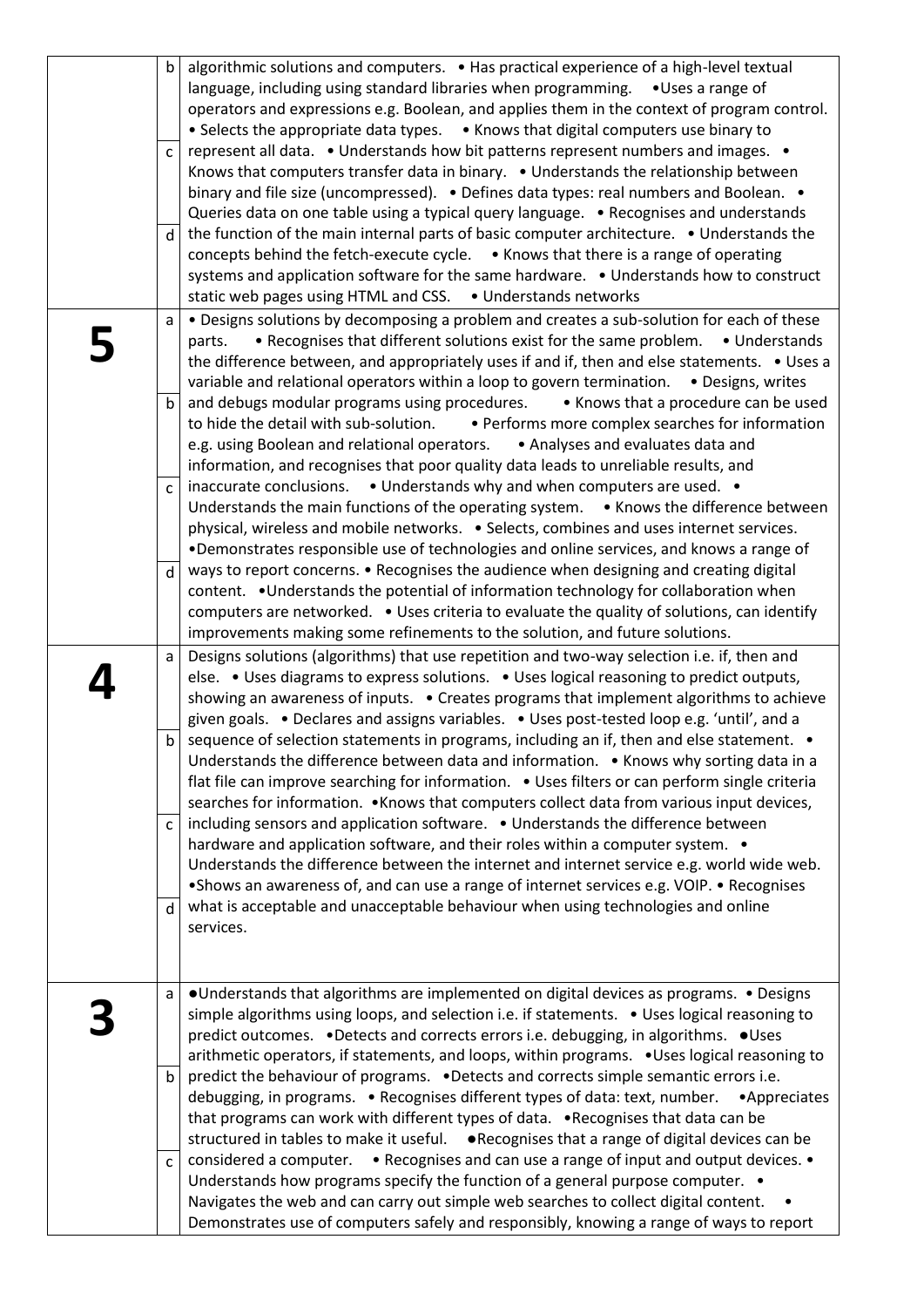| | | |
|---|---|---|
| | b<br>c<br>d | algorithmic solutions and computers. • Has practical experience of a high-level textual language, including using standard libraries when programming. •Uses a range of operators and expressions e.g. Boolean, and applies them in the context of program control. • Selects the appropriate data types. • Knows that digital computers use binary to represent all data. • Understands how bit patterns represent numbers and images. • Knows that computers transfer data in binary. • Understands the relationship between binary and file size (uncompressed). • Defines data types: real numbers and Boolean. • Queries data on one table using a typical query language. • Recognises and understands the function of the main internal parts of basic computer architecture. • Understands the concepts behind the fetch-execute cycle. • Knows that there is a range of operating systems and application software for the same hardware. • Understands how to construct static web pages using HTML and CSS. • Understands networks |
| **5** | a<br>b<br>c<br>d | • Designs solutions by decomposing a problem and creates a sub-solution for each of these parts. • Recognises that different solutions exist for the same problem. • Understands the difference between, and appropriately uses if and if, then and else statements. • Uses a variable and relational operators within a loop to govern termination. • Designs, writes and debugs modular programs using procedures. • Knows that a procedure can be used to hide the detail with sub-solution. • Performs more complex searches for information e.g. using Boolean and relational operators. • Analyses and evaluates data and information, and recognises that poor quality data leads to unreliable results, and inaccurate conclusions. • Understands why and when computers are used. • Understands the main functions of the operating system. • Knows the difference between physical, wireless and mobile networks. • Selects, combines and uses internet services. •Demonstrates responsible use of technologies and online services, and knows a range of ways to report concerns. • Recognises the audience when designing and creating digital content. •Understands the potential of information technology for collaboration when computers are networked. • Uses criteria to evaluate the quality of solutions, can identify improvements making some refinements to the solution, and future solutions. |
| **4** | a<br>b<br>c<br>d | Designs solutions (algorithms) that use repetition and two-way selection i.e. if, then and else. • Uses diagrams to express solutions. • Uses logical reasoning to predict outputs, showing an awareness of inputs. • Creates programs that implement algorithms to achieve given goals. • Declares and assigns variables. • Uses post-tested loop e.g. 'until', and a sequence of selection statements in programs, including an if, then and else statement. • Understands the difference between data and information. • Knows why sorting data in a flat file can improve searching for information. • Uses filters or can perform single criteria searches for information. •Knows that computers collect data from various input devices, including sensors and application software. • Understands the difference between hardware and application software, and their roles within a computer system. • Understands the difference between the internet and internet service e.g. world wide web. •Shows an awareness of, and can use a range of internet services e.g. VOIP. • Recognises what is acceptable and unacceptable behaviour when using technologies and online services. |
| **3** | a<br>b<br>c | •Understands that algorithms are implemented on digital devices as programs. • Designs simple algorithms using loops, and selection i.e. if statements. • Uses logical reasoning to predict outcomes. •Detects and corrects errors i.e. debugging, in algorithms. •Uses arithmetic operators, if statements, and loops, within programs. •Uses logical reasoning to predict the behaviour of programs. •Detects and corrects simple semantic errors i.e. debugging, in programs. • Recognises different types of data: text, number. •Appreciates that programs can work with different types of data. •Recognises that data can be structured in tables to make it useful. •Recognises that a range of digital devices can be considered a computer. • Recognises and can use a range of input and output devices. • Understands how programs specify the function of a general purpose computer. • Navigates the web and can carry out simple web searches to collect digital content. • Demonstrates use of computers safely and responsibly, knowing a range of ways to report |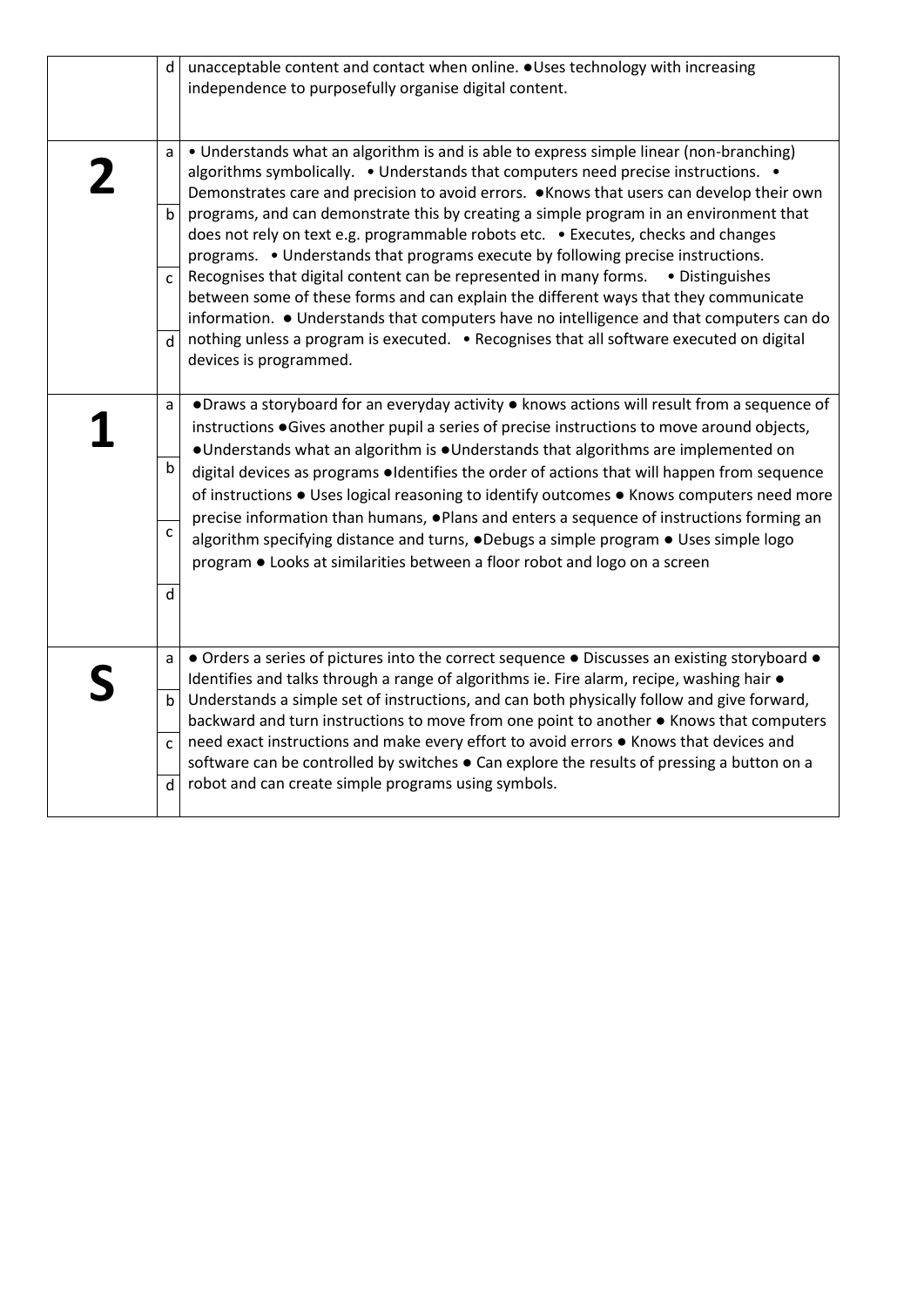| | | |
|---|---|---|
| | d | unacceptable content and contact when online. ●Uses technology with increasing independence to purposefully organise digital content. |
| **2** | a<br>b<br>c<br>d | • Understands what an algorithm is and is able to express simple linear (non-branching) algorithms symbolically. • Understands that computers need precise instructions. • Demonstrates care and precision to avoid errors. ●Knows that users can develop their own programs, and can demonstrate this by creating a simple program in an environment that does not rely on text e.g. programmable robots etc. • Executes, checks and changes programs. • Understands that programs execute by following precise instructions. Recognises that digital content can be represented in many forms. • Distinguishes between some of these forms and can explain the different ways that they communicate information. ● Understands that computers have no intelligence and that computers can do nothing unless a program is executed. • Recognises that all software executed on digital devices is programmed. |
| **1** | a<br>b<br>c<br>d | ●Draws a storyboard for an everyday activity ● knows actions will result from a sequence of instructions ●Gives another pupil a series of precise instructions to move around objects, ●Understands what an algorithm is ●Understands that algorithms are implemented on digital devices as programs ●Identifies the order of actions that will happen from sequence of instructions ● Uses logical reasoning to identify outcomes ● Knows computers need more precise information than humans, ●Plans and enters a sequence of instructions forming an algorithm specifying distance and turns, ●Debugs a simple program ● Uses simple logo program ● Looks at similarities between a floor robot and logo on a screen |
| **S** | a<br>b<br>c<br>d | ● Orders a series of pictures into the correct sequence ● Discusses an existing storyboard ● Identifies and talks through a range of algorithms ie. Fire alarm, recipe, washing hair ● Understands a simple set of instructions, and can both physically follow and give forward, backward and turn instructions to move from one point to another ● Knows that computers need exact instructions and make every effort to avoid errors ● Knows that devices and software can be controlled by switches ● Can explore the results of pressing a button on a robot and can create simple programs using symbols. |